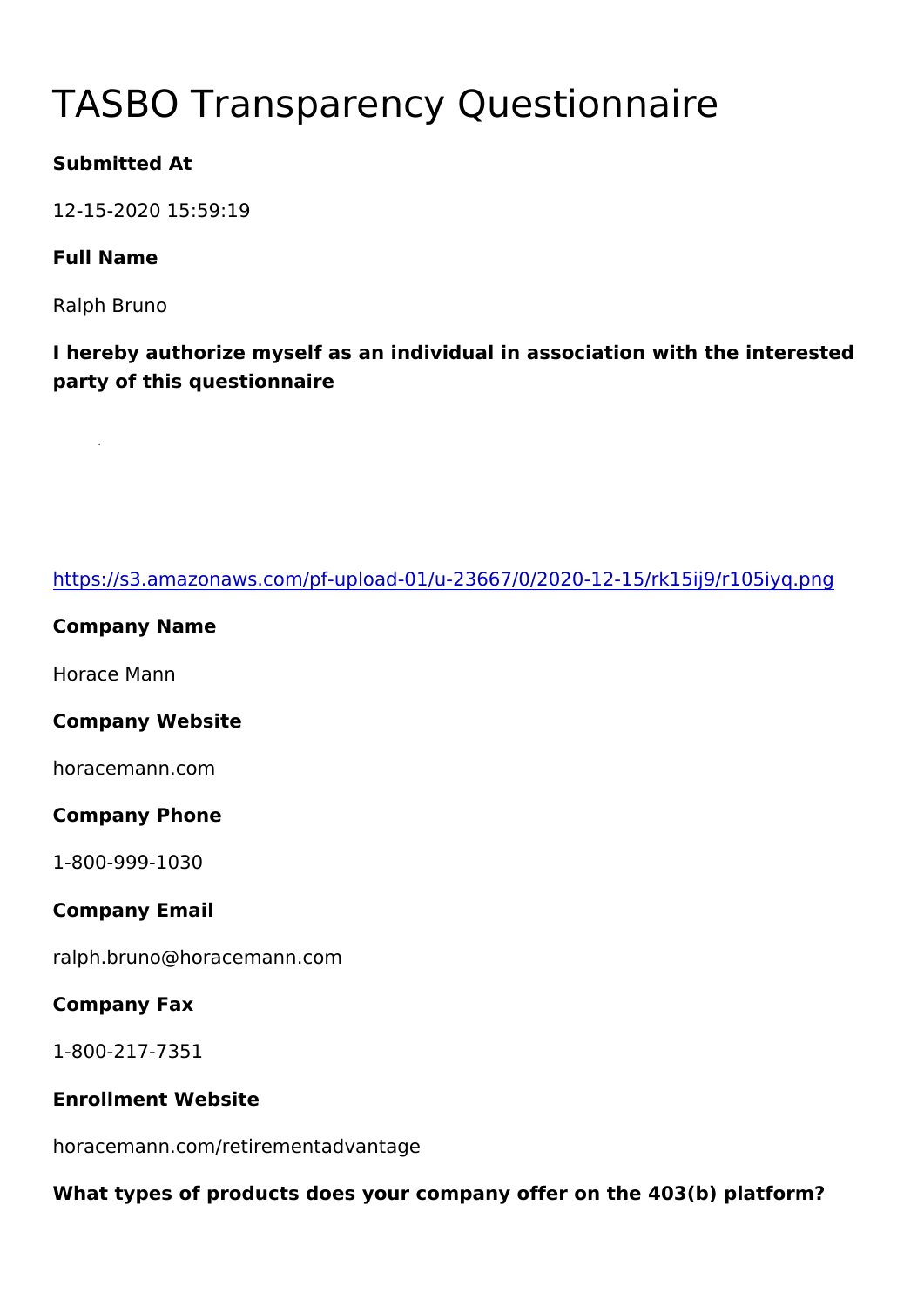# TASBO Transparency Questionnaire

**Submitted At**

12-15-2020 15:59:19

**Full Name**

Ralph Bruno

**I hereby authorize myself as an individual in association with the interested party of this questionnaire**

https://s3.amazonaws.com/pf-upload-01/u-23667/0/2020-12-15/rk15ij9/r105iyq.png

**Company Name**

Horace Mann

**Company Website**

horacemann.com

**Company Phone**

1-800-999-1030

**Company Email**

ralph.bruno@horacemann.com

**Company Fax**

1-800-217-7351

**Enrollment Website**

horacemann.com/retirementadvantage

**What types of products does your company offer on the 403(b) platform?**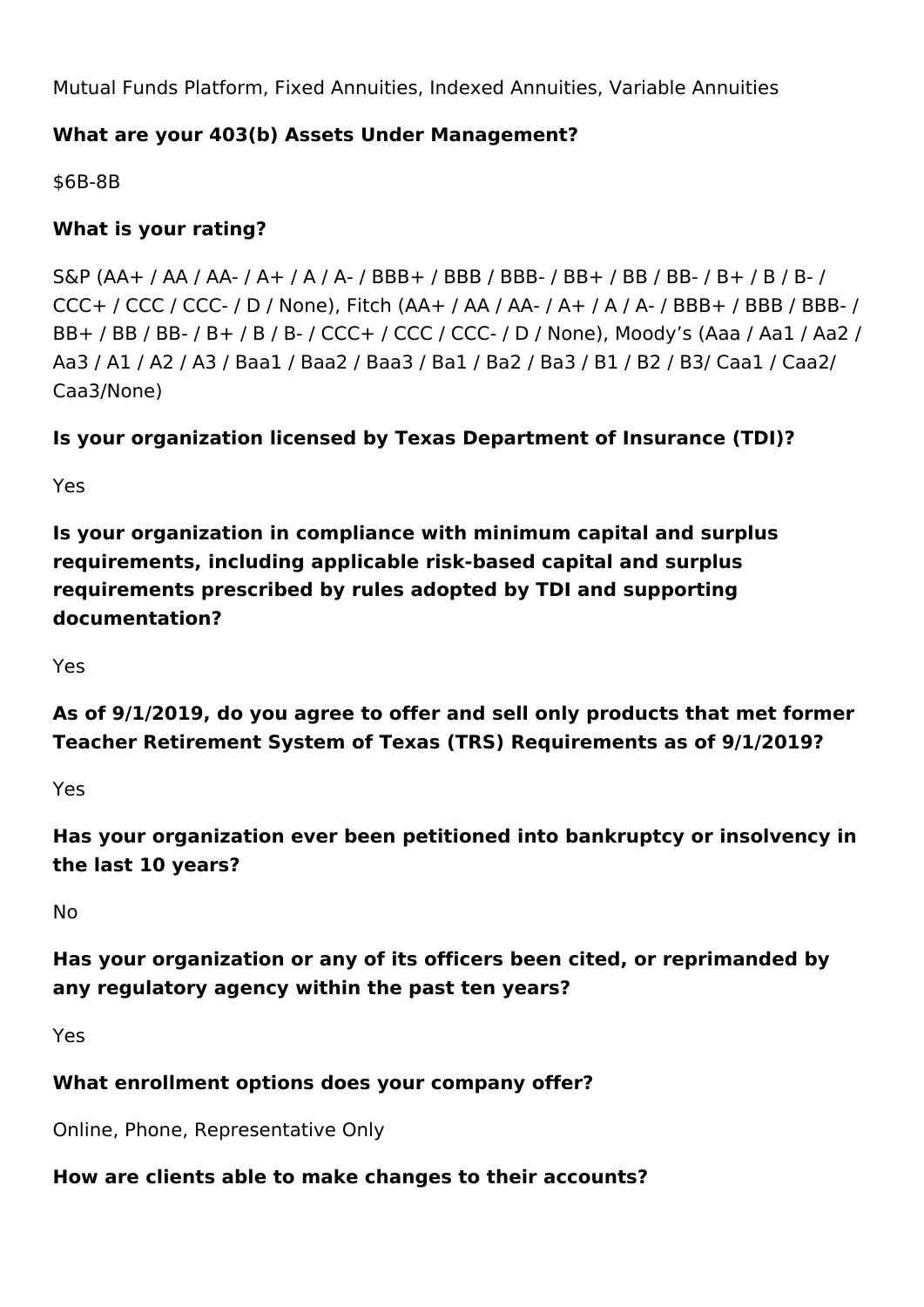Mutual Funds Platform, Fixed Annuities, Indexed Annuities, Variable Annuities

**What are your 403(b) Assets Under Management?**

$6B-8B

**What is your rating?**

S&P (AA+ / AA / AA- / A+ / A / A- / BBB+ / BBB / BBB- / BB+ / BB / BB- / B+ / B / B- / CCC+ / CCC / CCC- / D / None), Fitch (AA+ / AA / AA- / A+ / A / A- / BBB+ / BBB / BBB- / BB+ / BB / BB- / B+ / B / B- / CCC+ / CCC / CCC- / D / None), Moody's (Aaa / Aa1 / Aa2 / Aa3 / A1 / A2 / A3 / Baa1 / Baa2 / Baa3 / Ba1 / Ba2 / Ba3 / B1 / B2 / B3/ Caa1 / Caa2/ Caa3/None)

**Is your organization licensed by Texas Department of Insurance (TDI)?**

Yes

**Is your organization in compliance with minimum capital and surplus requirements, including applicable risk-based capital and surplus requirements prescribed by rules adopted by TDI and supporting documentation?**

Yes

**As of 9/1/2019, do you agree to offer and sell only products that met former Teacher Retirement System of Texas (TRS) Requirements as of 9/1/2019?**

Yes

**Has your organization ever been petitioned into bankruptcy or insolvency in the last 10 years?**

No

**Has your organization or any of its officers been cited, or reprimanded by any regulatory agency within the past ten years?**

Yes

**What enrollment options does your company offer?**

Online, Phone, Representative Only

**How are clients able to make changes to their accounts?**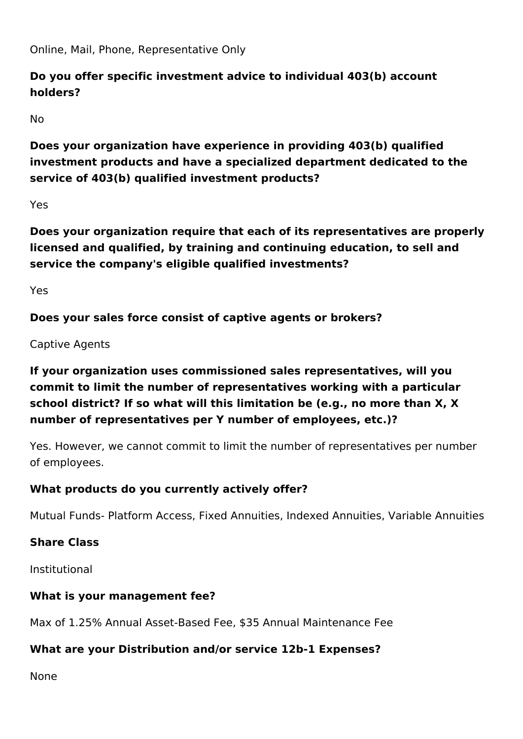Online, Mail, Phone, Representative Only

**Do you offer specific investment advice to individual 403(b) account holders?**

No

**Does your organization have experience in providing 403(b) qualified investment products and have a specialized department dedicated to the service of 403(b) qualified investment products?**

Yes

**Does your organization require that each of its representatives are properly licensed and qualified, by training and continuing education, to sell and service the company's eligible qualified investments?**

Yes

**Does your sales force consist of captive agents or brokers?**

Captive Agents

**If your organization uses commissioned sales representatives, will you commit to limit the number of representatives working with a particular school district? If so what will this limitation be (e.g., no more than X, X number of representatives per Y number of employees, etc.)?**

Yes. However, we cannot commit to limit the number of representatives per number of employees.

**What products do you currently actively offer?**

Mutual Funds- Platform Access, Fixed Annuities, Indexed Annuities, Variable Annuities

**Share Class**

Institutional

**What is your management fee?**

Max of 1.25% Annual Asset-Based Fee, $35 Annual Maintenance Fee

**What are your Distribution and/or service 12b-1 Expenses?**

None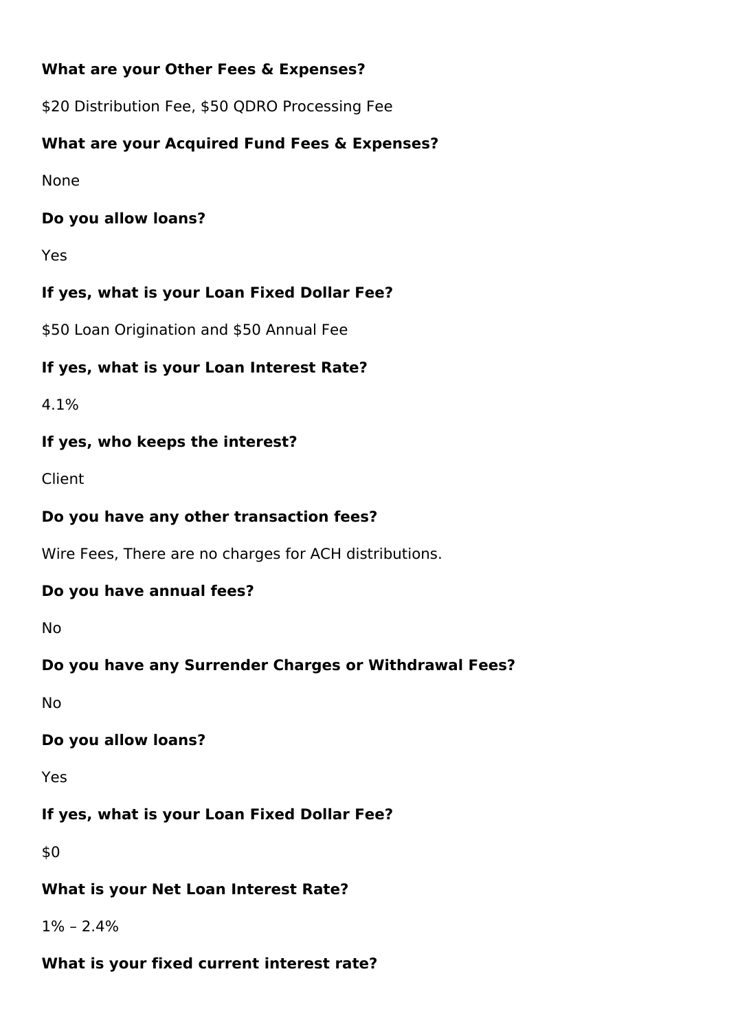**What are your Other Fees & Expenses?**

$20 Distribution Fee, $50 QDRO Processing Fee

**What are your Acquired Fund Fees & Expenses?**

None

**Do you allow loans?**

Yes

**If yes, what is your Loan Fixed Dollar Fee?**

$50 Loan Origination and $50 Annual Fee

**If yes, what is your Loan Interest Rate?**

4.1%

**If yes, who keeps the interest?**

Client

**Do you have any other transaction fees?**

Wire Fees, There are no charges for ACH distributions.

**Do you have annual fees?**

No

**Do you have any Surrender Charges or Withdrawal Fees?**

No

**Do you allow loans?**

Yes

**If yes, what is your Loan Fixed Dollar Fee?**

$0

**What is your Net Loan Interest Rate?**

1% – 2.4%

**What is your fixed current interest rate?**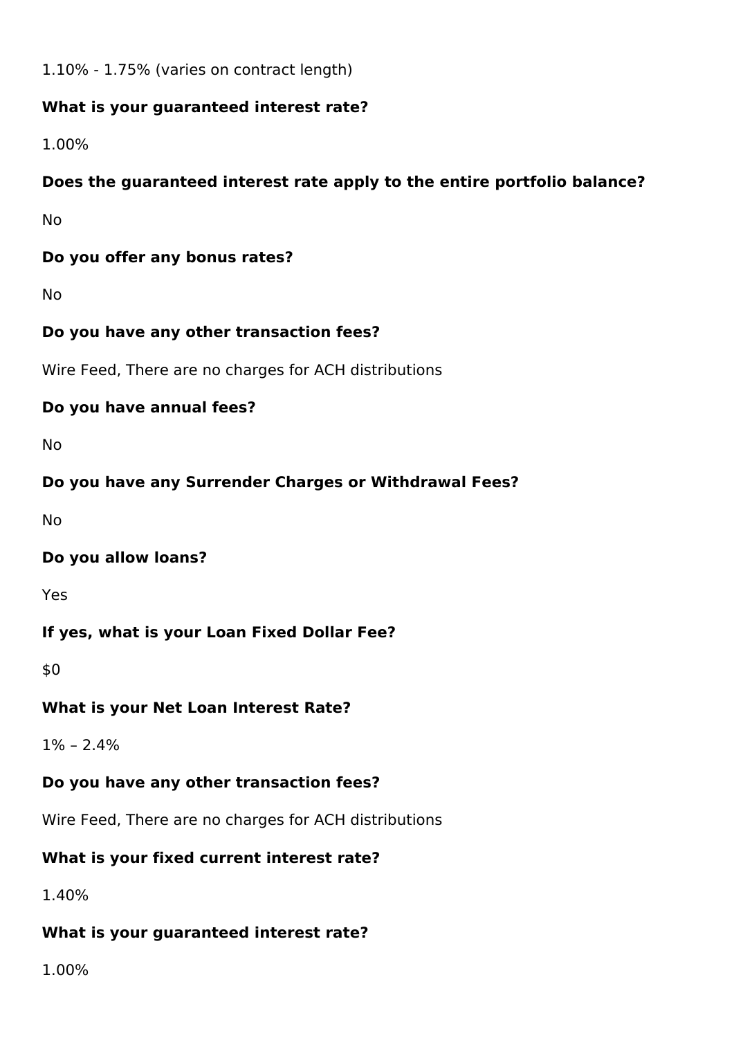1.10% - 1.75% (varies on contract length)

**What is your guaranteed interest rate?**

1.00%

**Does the guaranteed interest rate apply to the entire portfolio balance?**

No

**Do you offer any bonus rates?**

No

**Do you have any other transaction fees?**

Wire Feed, There are no charges for ACH distributions

**Do you have annual fees?**

No

**Do you have any Surrender Charges or Withdrawal Fees?**

No

**Do you allow loans?**

Yes

**If yes, what is your Loan Fixed Dollar Fee?**

$0

**What is your Net Loan Interest Rate?**

1% – 2.4%

**Do you have any other transaction fees?**

Wire Feed, There are no charges for ACH distributions

**What is your fixed current interest rate?**

1.40%

**What is your guaranteed interest rate?**

1.00%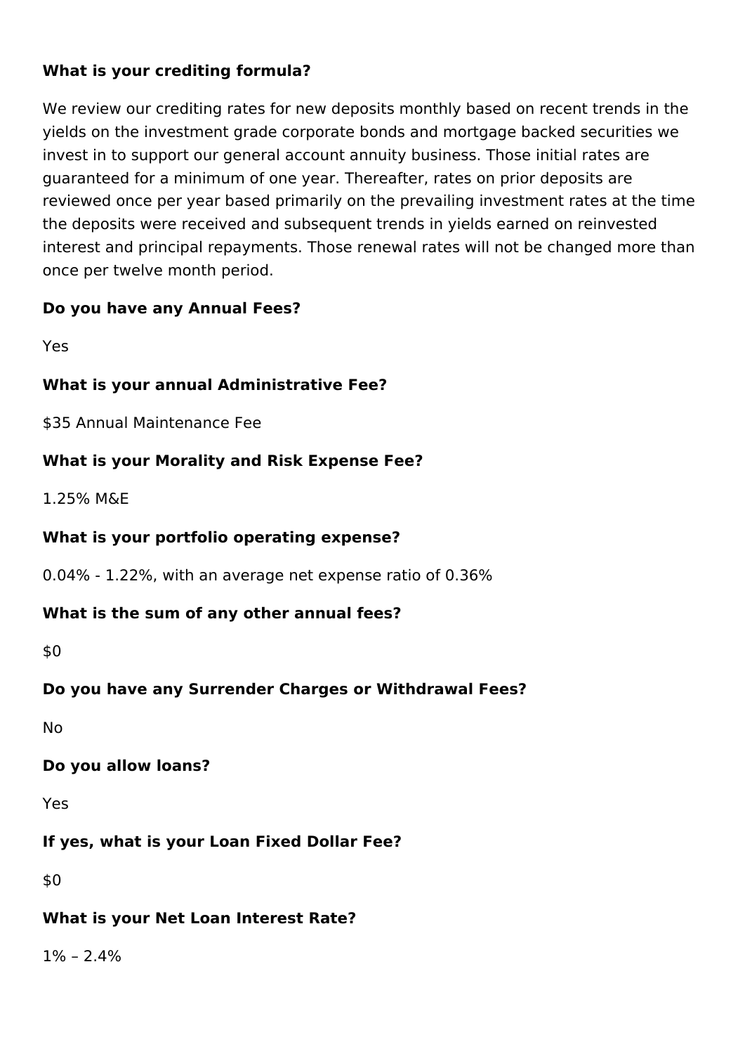**What is your crediting formula?**

We review our crediting rates for new deposits monthly based on recent trends in the yields on the investment grade corporate bonds and mortgage backed securities we invest in to support our general account annuity business. Those initial rates are guaranteed for a minimum of one year. Thereafter, rates on prior deposits are reviewed once per year based primarily on the prevailing investment rates at the time the deposits were received and subsequent trends in yields earned on reinvested interest and principal repayments. Those renewal rates will not be changed more than once per twelve month period.

**Do you have any Annual Fees?**

Yes

**What is your annual Administrative Fee?**

$35 Annual Maintenance Fee

**What is your Morality and Risk Expense Fee?**

1.25% M&E

**What is your portfolio operating expense?**

0.04% - 1.22%, with an average net expense ratio of 0.36%

**What is the sum of any other annual fees?**

$0

**Do you have any Surrender Charges or Withdrawal Fees?**

No

**Do you allow loans?**

Yes

**If yes, what is your Loan Fixed Dollar Fee?**

$0

**What is your Net Loan Interest Rate?**

1% – 2.4%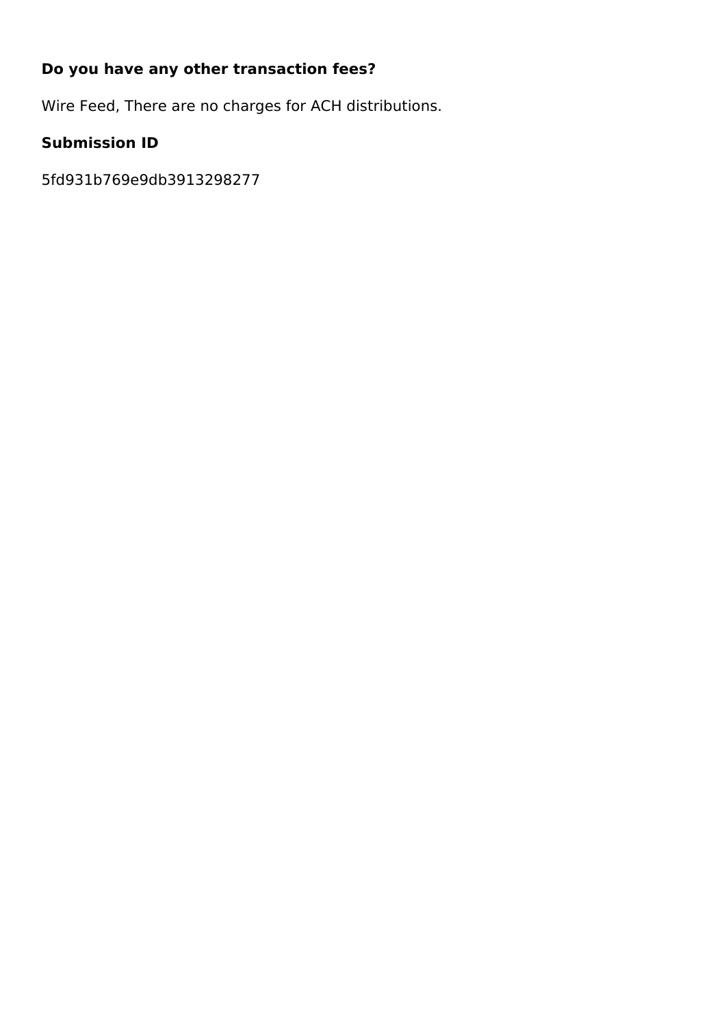**Do you have any other transaction fees?**

Wire Feed, There are no charges for ACH distributions.

**Submission ID**

5fd931b769e9db3913298277